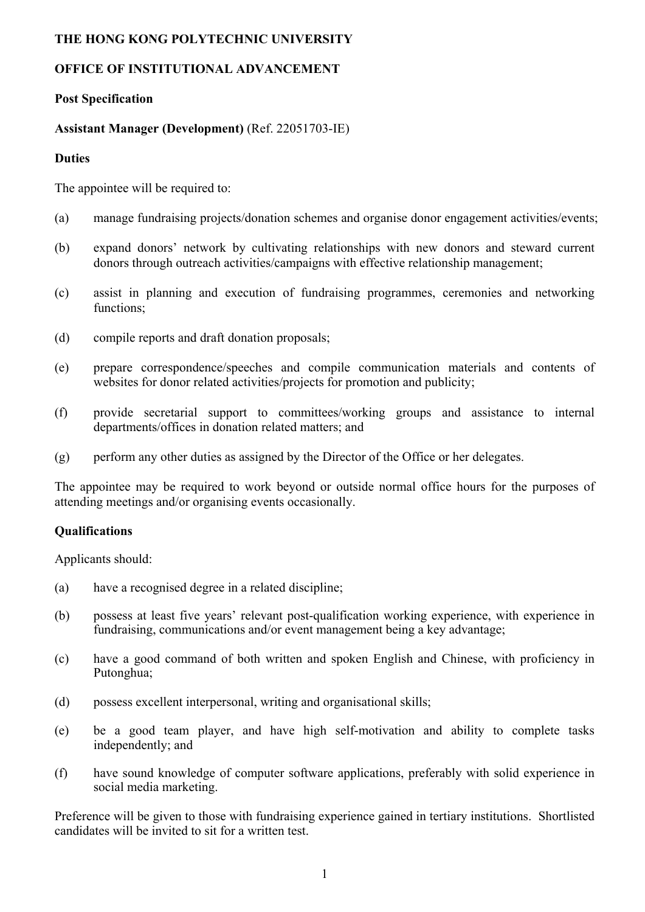**THE HONG KONG POLYTECHNIC UNIVERSITY**

**OFFICE OF INSTITUTIONAL ADVANCEMENT**

**Post Specification**

**Assistant Manager (Development)** (Ref. 22051703-IE)

**Duties**

The appointee will be required to:

(a) manage fundraising projects/donation schemes and organise donor engagement activities/events;

(b) expand donors' network by cultivating relationships with new donors and steward current donors through outreach activities/campaigns with effective relationship management;

(c) assist in planning and execution of fundraising programmes, ceremonies and networking functions;

(d) compile reports and draft donation proposals;

(e) prepare correspondence/speeches and compile communication materials and contents of websites for donor related activities/projects for promotion and publicity;

(f) provide secretarial support to committees/working groups and assistance to internal departments/offices in donation related matters; and

(g) perform any other duties as assigned by the Director of the Office or her delegates.

The appointee may be required to work beyond or outside normal office hours for the purposes of attending meetings and/or organising events occasionally.

**Qualifications**

Applicants should:

(a) have a recognised degree in a related discipline;

(b) possess at least five years' relevant post-qualification working experience, with experience in fundraising, communications and/or event management being a key advantage;

(c) have a good command of both written and spoken English and Chinese, with proficiency in Putonghua;

(d) possess excellent interpersonal, writing and organisational skills;

(e) be a good team player, and have high self-motivation and ability to complete tasks independently; and

(f) have sound knowledge of computer software applications, preferably with solid experience in social media marketing.

Preference will be given to those with fundraising experience gained in tertiary institutions. Shortlisted candidates will be invited to sit for a written test.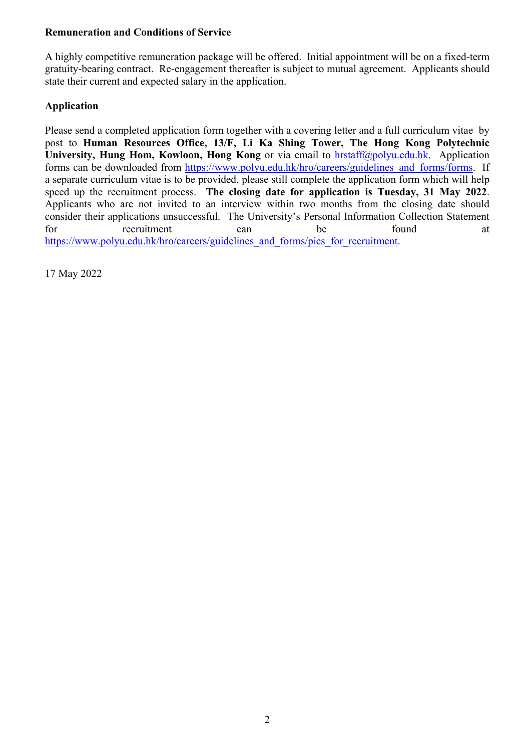**Remuneration and Conditions of Service**

A highly competitive remuneration package will be offered. Initial appointment will be on a fixed-term gratuity-bearing contract. Re-engagement thereafter is subject to mutual agreement. Applicants should state their current and expected salary in the application.

**Application**

Please send a completed application form together with a covering letter and a full curriculum vitae by post to **Human Resources Office, 13/F, Li Ka Shing Tower, The Hong Kong Polytechnic University, Hung Hom, Kowloon, Hong Kong** or via email to hrstaff@polyu.edu.hk. Application forms can be downloaded from https://www.polyu.edu.hk/hro/careers/guidelines_and_forms/forms. If a separate curriculum vitae is to be provided, please still complete the application form which will help speed up the recruitment process. **The closing date for application is Tuesday, 31 May 2022**. Applicants who are not invited to an interview within two months from the closing date should consider their applications unsuccessful. The University's Personal Information Collection Statement for recruitment can be found at https://www.polyu.edu.hk/hro/careers/guidelines_and_forms/pics_for_recruitment.

17 May 2022